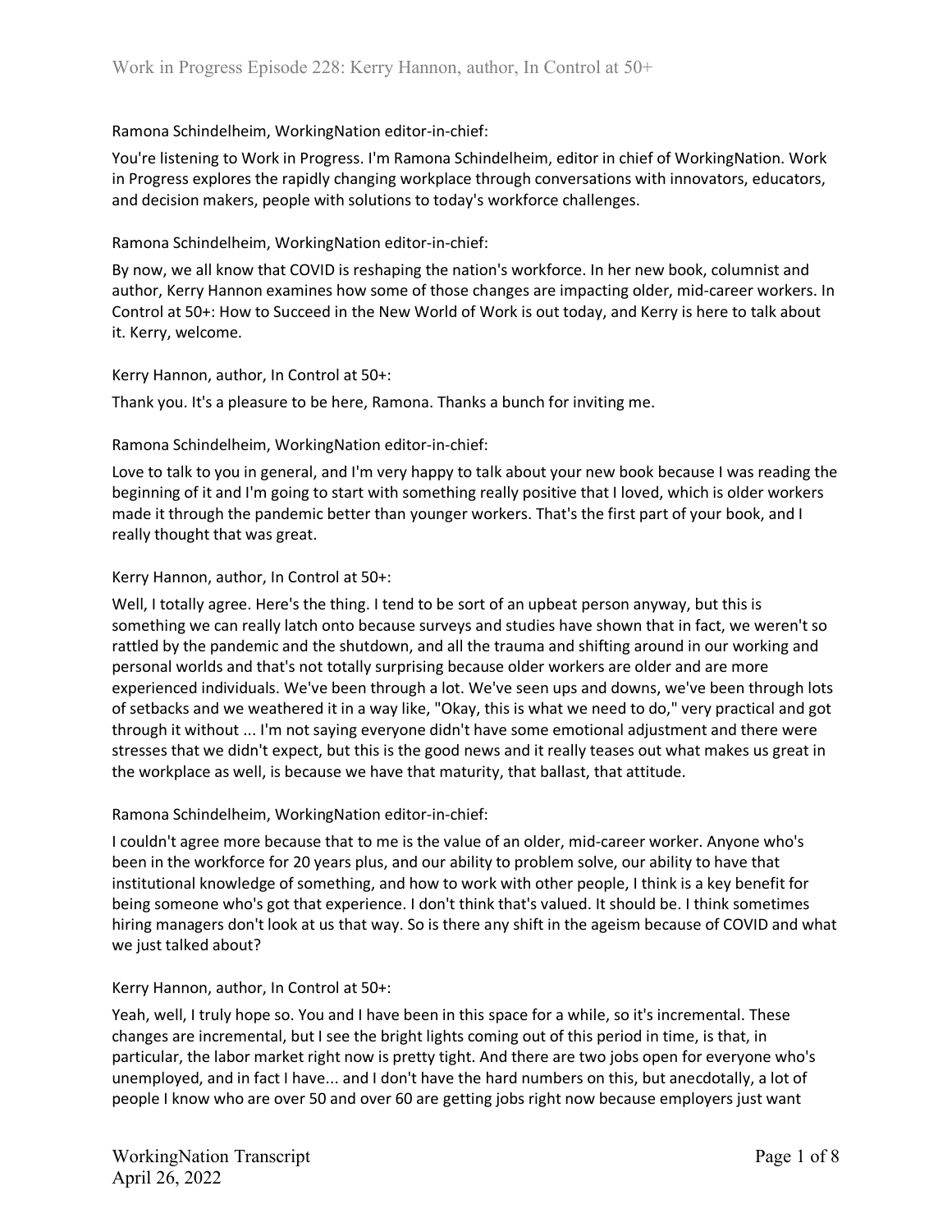# Work in Progress Episode 228: Kerry Hannon, author, In Control at 50+

Ramona Schindelheim, WorkingNation editor-in-chief:

You're listening to Work in Progress. I'm Ramona Schindelheim, editor in chief of WorkingNation. Work in Progress explores the rapidly changing workplace through conversations with innovators, educators, and decision makers, people with solutions to today's workforce challenges.

Ramona Schindelheim, WorkingNation editor-in-chief:

By now, we all know that COVID is reshaping the nation's workforce. In her new book, columnist and author, Kerry Hannon examines how some of those changes are impacting older, mid-career workers. In Control at 50+: How to Succeed in the New World of Work is out today, and Kerry is here to talk about it. Kerry, welcome.

Kerry Hannon, author, In Control at 50+:

Thank you. It's a pleasure to be here, Ramona. Thanks a bunch for inviting me.

Ramona Schindelheim, WorkingNation editor-in-chief:

Love to talk to you in general, and I'm very happy to talk about your new book because I was reading the beginning of it and I'm going to start with something really positive that I loved, which is older workers made it through the pandemic better than younger workers. That's the first part of your book, and I really thought that was great.

Kerry Hannon, author, In Control at 50+:

Well, I totally agree. Here's the thing. I tend to be sort of an upbeat person anyway, but this is something we can really latch onto because surveys and studies have shown that in fact, we weren't so rattled by the pandemic and the shutdown, and all the trauma and shifting around in our working and personal worlds and that's not totally surprising because older workers are older and are more experienced individuals. We've been through a lot. We've seen ups and downs, we've been through lots of setbacks and we weathered it in a way like, "Okay, this is what we need to do," very practical and got through it without ... I'm not saying everyone didn't have some emotional adjustment and there were stresses that we didn't expect, but this is the good news and it really teases out what makes us great in the workplace as well, is because we have that maturity, that ballast, that attitude.

Ramona Schindelheim, WorkingNation editor-in-chief:

I couldn't agree more because that to me is the value of an older, mid-career worker. Anyone who's been in the workforce for 20 years plus, and our ability to problem solve, our ability to have that institutional knowledge of something, and how to work with other people, I think is a key benefit for being someone who's got that experience. I don't think that's valued. It should be. I think sometimes hiring managers don't look at us that way. So is there any shift in the ageism because of COVID and what we just talked about?

Kerry Hannon, author, In Control at 50+:

Yeah, well, I truly hope so. You and I have been in this space for a while, so it's incremental. These changes are incremental, but I see the bright lights coming out of this period in time, is that, in particular, the labor market right now is pretty tight. And there are two jobs open for everyone who's unemployed, and in fact I have... and I don't have the hard numbers on this, but anecdotally, a lot of people I know who are over 50 and over 60 are getting jobs right now because employers just want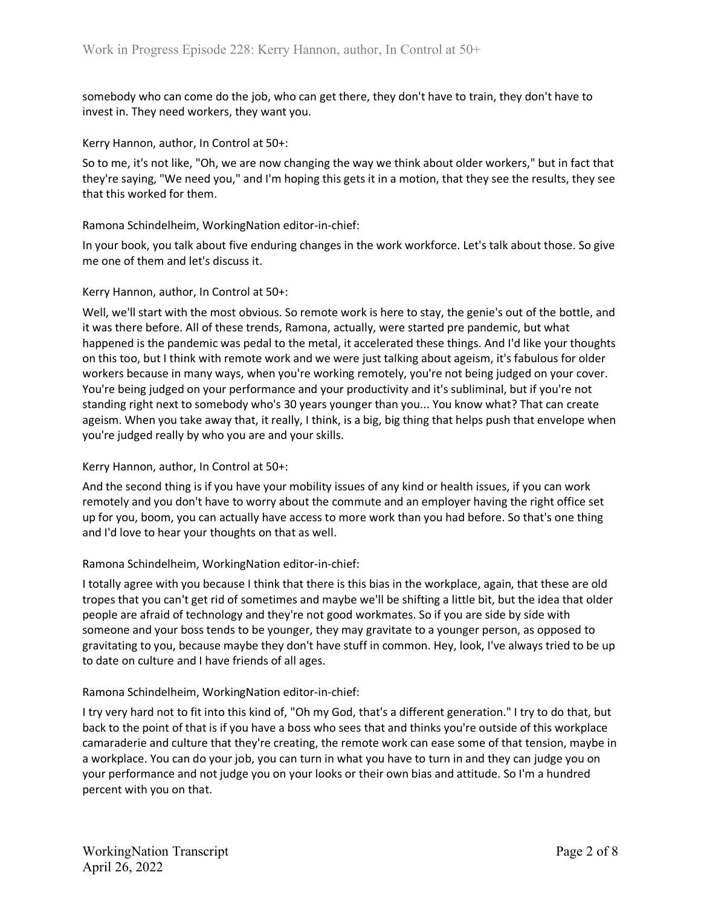somebody who can come do the job, who can get there, they don't have to train, they don't have to invest in. They need workers, they want you.

Kerry Hannon, author, In Control at 50+:

So to me, it's not like, "Oh, we are now changing the way we think about older workers," but in fact that they're saying, "We need you," and I'm hoping this gets it in a motion, that they see the results, they see that this worked for them.

Ramona Schindelheim, WorkingNation editor-in-chief:

In your book, you talk about five enduring changes in the work workforce. Let's talk about those. So give me one of them and let's discuss it.

Kerry Hannon, author, In Control at 50+:

Well, we'll start with the most obvious. So remote work is here to stay, the genie's out of the bottle, and it was there before. All of these trends, Ramona, actually, were started pre pandemic, but what happened is the pandemic was pedal to the metal, it accelerated these things. And I'd like your thoughts on this too, but I think with remote work and we were just talking about ageism, it's fabulous for older workers because in many ways, when you're working remotely, you're not being judged on your cover. You're being judged on your performance and your productivity and it's subliminal, but if you're not standing right next to somebody who's 30 years younger than you... You know what? That can create ageism. When you take away that, it really, I think, is a big, big thing that helps push that envelope when you're judged really by who you are and your skills.

Kerry Hannon, author, In Control at 50+:

And the second thing is if you have your mobility issues of any kind or health issues, if you can work remotely and you don't have to worry about the commute and an employer having the right office set up for you, boom, you can actually have access to more work than you had before. So that's one thing and I'd love to hear your thoughts on that as well.

Ramona Schindelheim, WorkingNation editor-in-chief:

I totally agree with you because I think that there is this bias in the workplace, again, that these are old tropes that you can't get rid of sometimes and maybe we'll be shifting a little bit, but the idea that older people are afraid of technology and they're not good workmates. So if you are side by side with someone and your boss tends to be younger, they may gravitate to a younger person, as opposed to gravitating to you, because maybe they don't have stuff in common. Hey, look, I've always tried to be up to date on culture and I have friends of all ages.

Ramona Schindelheim, WorkingNation editor-in-chief:

I try very hard not to fit into this kind of, "Oh my God, that's a different generation." I try to do that, but back to the point of that is if you have a boss who sees that and thinks you're outside of this workplace camaraderie and culture that they're creating, the remote work can ease some of that tension, maybe in a workplace. You can do your job, you can turn in what you have to turn in and they can judge you on your performance and not judge you on your looks or their own bias and attitude. So I'm a hundred percent with you on that.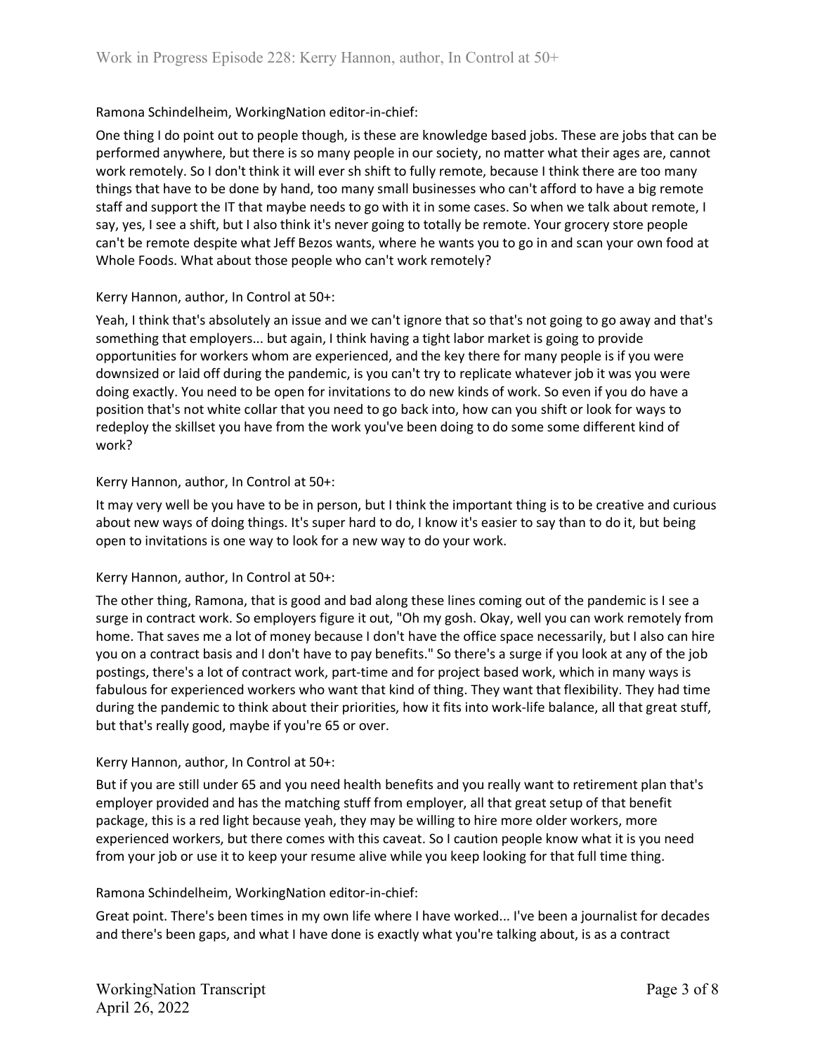Ramona Schindelheim, WorkingNation editor-in-chief:

One thing I do point out to people though, is these are knowledge based jobs. These are jobs that can be performed anywhere, but there is so many people in our society, no matter what their ages are, cannot work remotely. So I don't think it will ever sh shift to fully remote, because I think there are too many things that have to be done by hand, too many small businesses who can't afford to have a big remote staff and support the IT that maybe needs to go with it in some cases. So when we talk about remote, I say, yes, I see a shift, but I also think it's never going to totally be remote. Your grocery store people can't be remote despite what Jeff Bezos wants, where he wants you to go in and scan your own food at Whole Foods. What about those people who can't work remotely?

Kerry Hannon, author, In Control at 50+:

Yeah, I think that's absolutely an issue and we can't ignore that so that's not going to go away and that's something that employers... but again, I think having a tight labor market is going to provide opportunities for workers whom are experienced, and the key there for many people is if you were downsized or laid off during the pandemic, is you can't try to replicate whatever job it was you were doing exactly. You need to be open for invitations to do new kinds of work. So even if you do have a position that's not white collar that you need to go back into, how can you shift or look for ways to redeploy the skillset you have from the work you've been doing to do some some different kind of work?

Kerry Hannon, author, In Control at 50+:

It may very well be you have to be in person, but I think the important thing is to be creative and curious about new ways of doing things. It's super hard to do, I know it's easier to say than to do it, but being open to invitations is one way to look for a new way to do your work.

Kerry Hannon, author, In Control at 50+:

The other thing, Ramona, that is good and bad along these lines coming out of the pandemic is I see a surge in contract work. So employers figure it out, "Oh my gosh. Okay, well you can work remotely from home. That saves me a lot of money because I don't have the office space necessarily, but I also can hire you on a contract basis and I don't have to pay benefits." So there's a surge if you look at any of the job postings, there's a lot of contract work, part-time and for project based work, which in many ways is fabulous for experienced workers who want that kind of thing. They want that flexibility. They had time during the pandemic to think about their priorities, how it fits into work-life balance, all that great stuff, but that's really good, maybe if you're 65 or over.

Kerry Hannon, author, In Control at 50+:

But if you are still under 65 and you need health benefits and you really want to retirement plan that's employer provided and has the matching stuff from employer, all that great setup of that benefit package, this is a red light because yeah, they may be willing to hire more older workers, more experienced workers, but there comes with this caveat. So I caution people know what it is you need from your job or use it to keep your resume alive while you keep looking for that full time thing.

Ramona Schindelheim, WorkingNation editor-in-chief:

Great point. There's been times in my own life where I have worked... I've been a journalist for decades and there's been gaps, and what I have done is exactly what you're talking about, is as a contract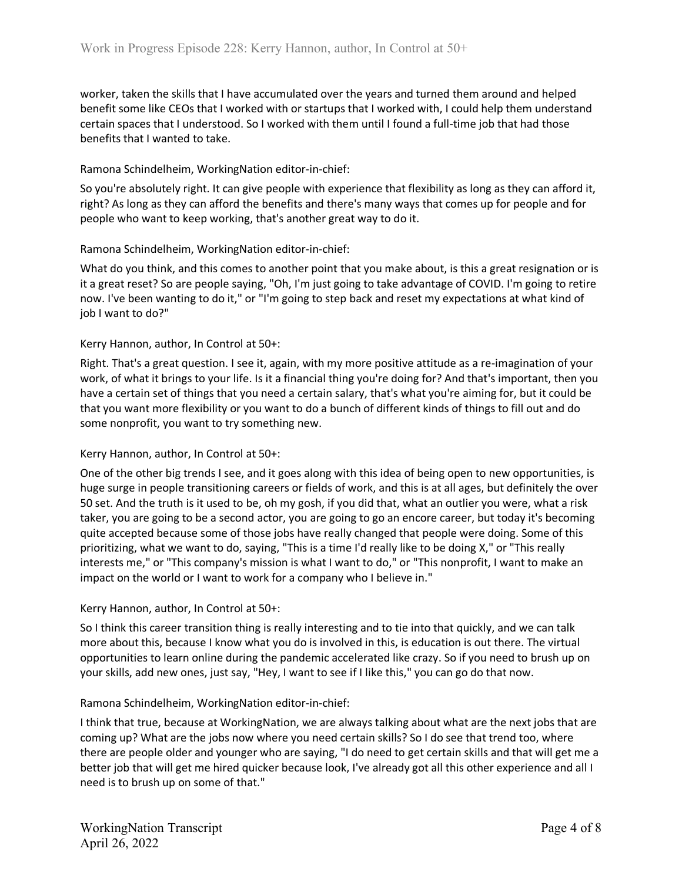worker, taken the skills that I have accumulated over the years and turned them around and helped benefit some like CEOs that I worked with or startups that I worked with, I could help them understand certain spaces that I understood. So I worked with them until I found a full-time job that had those benefits that I wanted to take.

Ramona Schindelheim, WorkingNation editor-in-chief:

So you're absolutely right. It can give people with experience that flexibility as long as they can afford it, right? As long as they can afford the benefits and there's many ways that comes up for people and for people who want to keep working, that's another great way to do it.

Ramona Schindelheim, WorkingNation editor-in-chief:

What do you think, and this comes to another point that you make about, is this a great resignation or is it a great reset? So are people saying, "Oh, I'm just going to take advantage of COVID. I'm going to retire now. I've been wanting to do it," or "I'm going to step back and reset my expectations at what kind of job I want to do?"

Kerry Hannon, author, In Control at 50+:

Right. That's a great question. I see it, again, with my more positive attitude as a re-imagination of your work, of what it brings to your life. Is it a financial thing you're doing for? And that's important, then you have a certain set of things that you need a certain salary, that's what you're aiming for, but it could be that you want more flexibility or you want to do a bunch of different kinds of things to fill out and do some nonprofit, you want to try something new.

Kerry Hannon, author, In Control at 50+:

One of the other big trends I see, and it goes along with this idea of being open to new opportunities, is huge surge in people transitioning careers or fields of work, and this is at all ages, but definitely the over 50 set. And the truth is it used to be, oh my gosh, if you did that, what an outlier you were, what a risk taker, you are going to be a second actor, you are going to go an encore career, but today it's becoming quite accepted because some of those jobs have really changed that people were doing. Some of this prioritizing, what we want to do, saying, "This is a time I'd really like to be doing X," or "This really interests me," or "This company's mission is what I want to do," or "This nonprofit, I want to make an impact on the world or I want to work for a company who I believe in."

Kerry Hannon, author, In Control at 50+:

So I think this career transition thing is really interesting and to tie into that quickly, and we can talk more about this, because I know what you do is involved in this, is education is out there. The virtual opportunities to learn online during the pandemic accelerated like crazy. So if you need to brush up on your skills, add new ones, just say, "Hey, I want to see if I like this," you can go do that now.

Ramona Schindelheim, WorkingNation editor-in-chief:

I think that true, because at WorkingNation, we are always talking about what are the next jobs that are coming up? What are the jobs now where you need certain skills? So I do see that trend too, where there are people older and younger who are saying, "I do need to get certain skills and that will get me a better job that will get me hired quicker because look, I've already got all this other experience and all I need is to brush up on some of that."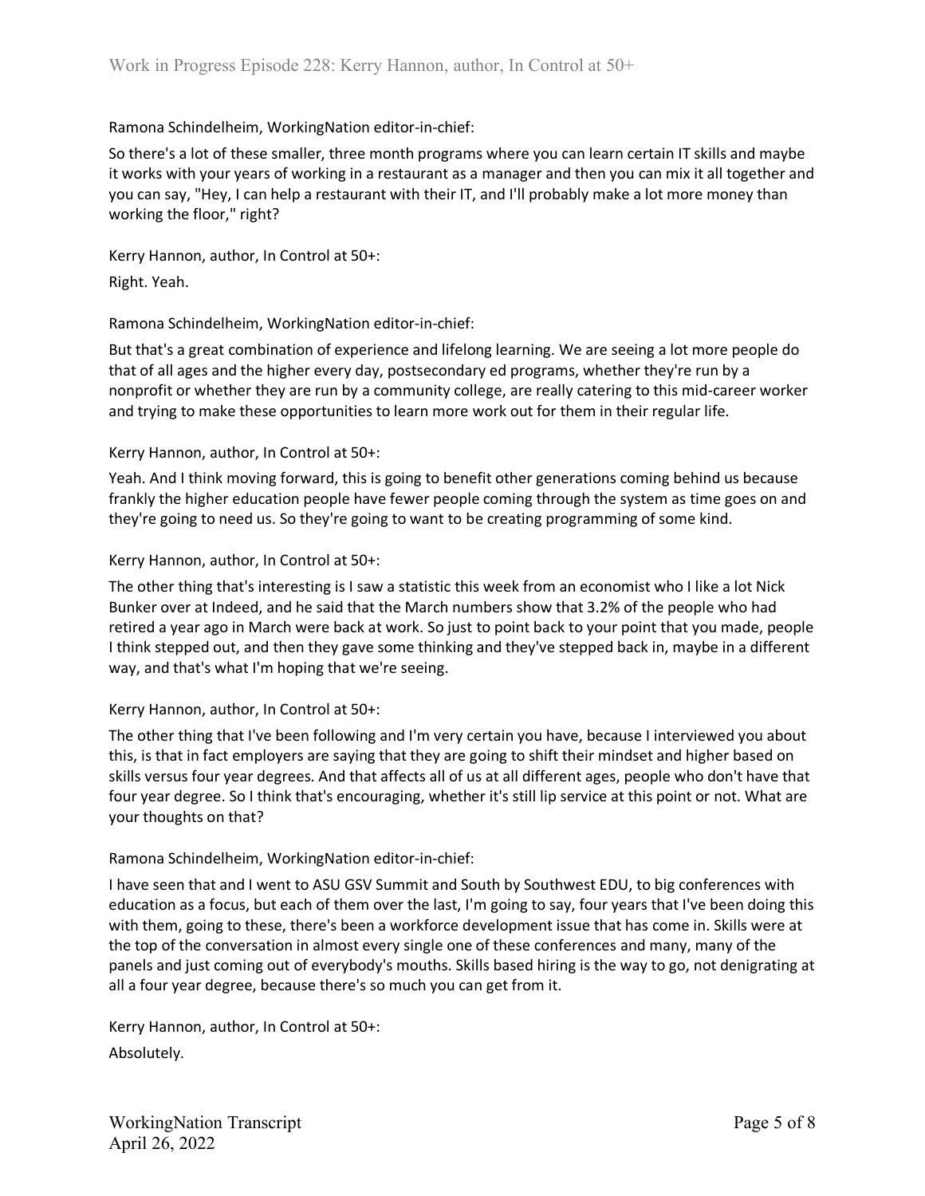Ramona Schindelheim, WorkingNation editor-in-chief:

So there's a lot of these smaller, three month programs where you can learn certain IT skills and maybe it works with your years of working in a restaurant as a manager and then you can mix it all together and you can say, "Hey, I can help a restaurant with their IT, and I'll probably make a lot more money than working the floor," right?

Kerry Hannon, author, In Control at 50+:

Right. Yeah.

Ramona Schindelheim, WorkingNation editor-in-chief:

But that's a great combination of experience and lifelong learning. We are seeing a lot more people do that of all ages and the higher every day, postsecondary ed programs, whether they're run by a nonprofit or whether they are run by a community college, are really catering to this mid-career worker and trying to make these opportunities to learn more work out for them in their regular life.

Kerry Hannon, author, In Control at 50+:

Yeah. And I think moving forward, this is going to benefit other generations coming behind us because frankly the higher education people have fewer people coming through the system as time goes on and they're going to need us. So they're going to want to be creating programming of some kind.

Kerry Hannon, author, In Control at 50+:

The other thing that's interesting is I saw a statistic this week from an economist who I like a lot Nick Bunker over at Indeed, and he said that the March numbers show that 3.2% of the people who had retired a year ago in March were back at work. So just to point back to your point that you made, people I think stepped out, and then they gave some thinking and they've stepped back in, maybe in a different way, and that's what I'm hoping that we're seeing.

Kerry Hannon, author, In Control at 50+:

The other thing that I've been following and I'm very certain you have, because I interviewed you about this, is that in fact employers are saying that they are going to shift their mindset and higher based on skills versus four year degrees. And that affects all of us at all different ages, people who don't have that four year degree. So I think that's encouraging, whether it's still lip service at this point or not. What are your thoughts on that?

Ramona Schindelheim, WorkingNation editor-in-chief:

I have seen that and I went to ASU GSV Summit and South by Southwest EDU, to big conferences with education as a focus, but each of them over the last, I'm going to say, four years that I've been doing this with them, going to these, there's been a workforce development issue that has come in. Skills were at the top of the conversation in almost every single one of these conferences and many, many of the panels and just coming out of everybody's mouths. Skills based hiring is the way to go, not denigrating at all a four year degree, because there's so much you can get from it.

Kerry Hannon, author, In Control at 50+:

Absolutely.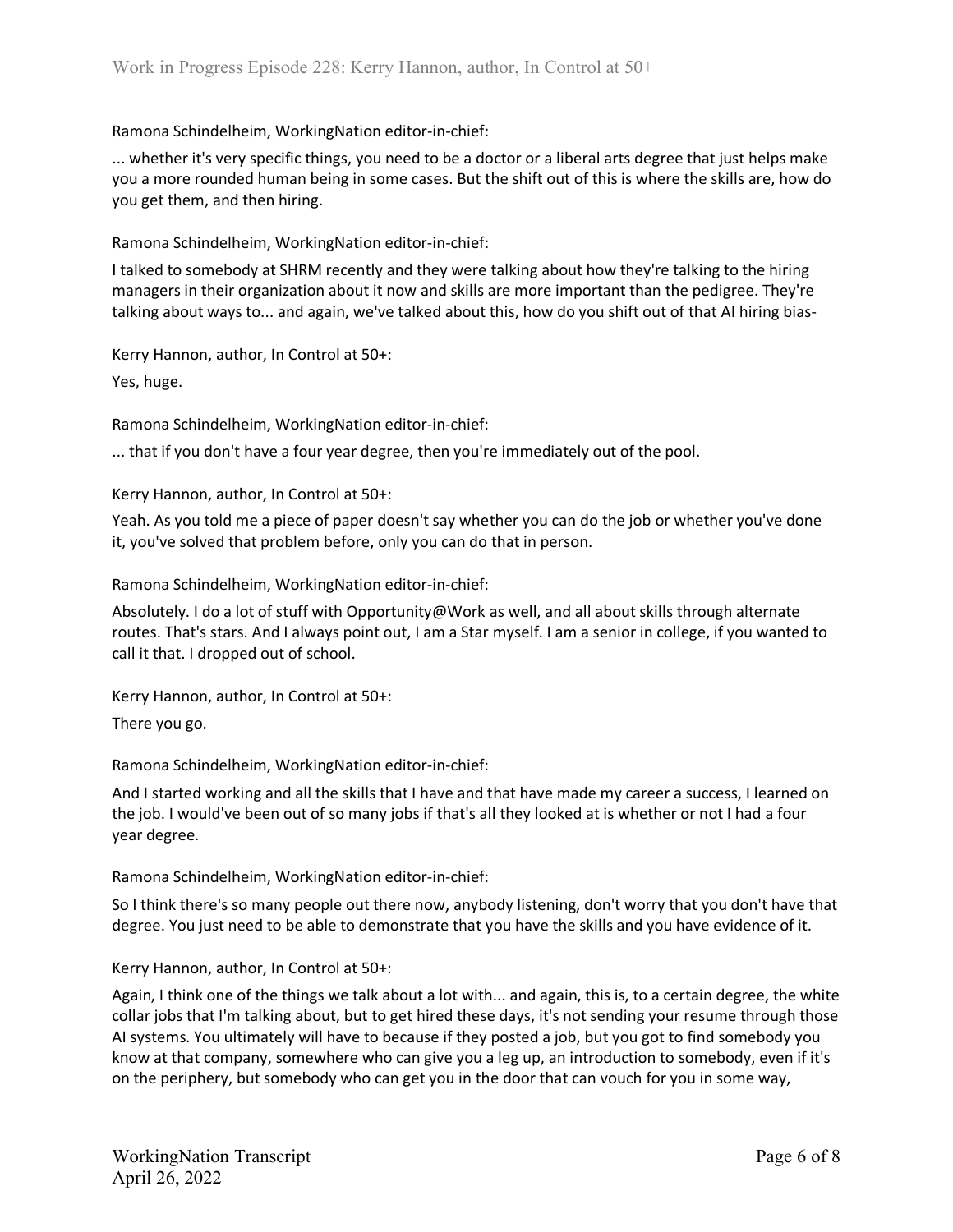Ramona Schindelheim, WorkingNation editor-in-chief:

... whether it's very specific things, you need to be a doctor or a liberal arts degree that just helps make you a more rounded human being in some cases. But the shift out of this is where the skills are, how do you get them, and then hiring.

Ramona Schindelheim, WorkingNation editor-in-chief:

I talked to somebody at SHRM recently and they were talking about how they're talking to the hiring managers in their organization about it now and skills are more important than the pedigree. They're talking about ways to... and again, we've talked about this, how do you shift out of that AI hiring bias-

Kerry Hannon, author, In Control at 50+:

Yes, huge.

Ramona Schindelheim, WorkingNation editor-in-chief:

... that if you don't have a four year degree, then you're immediately out of the pool.

Kerry Hannon, author, In Control at 50+:

Yeah. As you told me a piece of paper doesn't say whether you can do the job or whether you've done it, you've solved that problem before, only you can do that in person.

Ramona Schindelheim, WorkingNation editor-in-chief:

Absolutely. I do a lot of stuff with Opportunity@Work as well, and all about skills through alternate routes. That's stars. And I always point out, I am a Star myself. I am a senior in college, if you wanted to call it that. I dropped out of school.

Kerry Hannon, author, In Control at 50+:

There you go.

Ramona Schindelheim, WorkingNation editor-in-chief:

And I started working and all the skills that I have and that have made my career a success, I learned on the job. I would've been out of so many jobs if that's all they looked at is whether or not I had a four year degree.

Ramona Schindelheim, WorkingNation editor-in-chief:

So I think there's so many people out there now, anybody listening, don't worry that you don't have that degree. You just need to be able to demonstrate that you have the skills and you have evidence of it.

Kerry Hannon, author, In Control at 50+:

Again, I think one of the things we talk about a lot with... and again, this is, to a certain degree, the white collar jobs that I'm talking about, but to get hired these days, it's not sending your resume through those AI systems. You ultimately will have to because if they posted a job, but you got to find somebody you know at that company, somewhere who can give you a leg up, an introduction to somebody, even if it's on the periphery, but somebody who can get you in the door that can vouch for you in some way,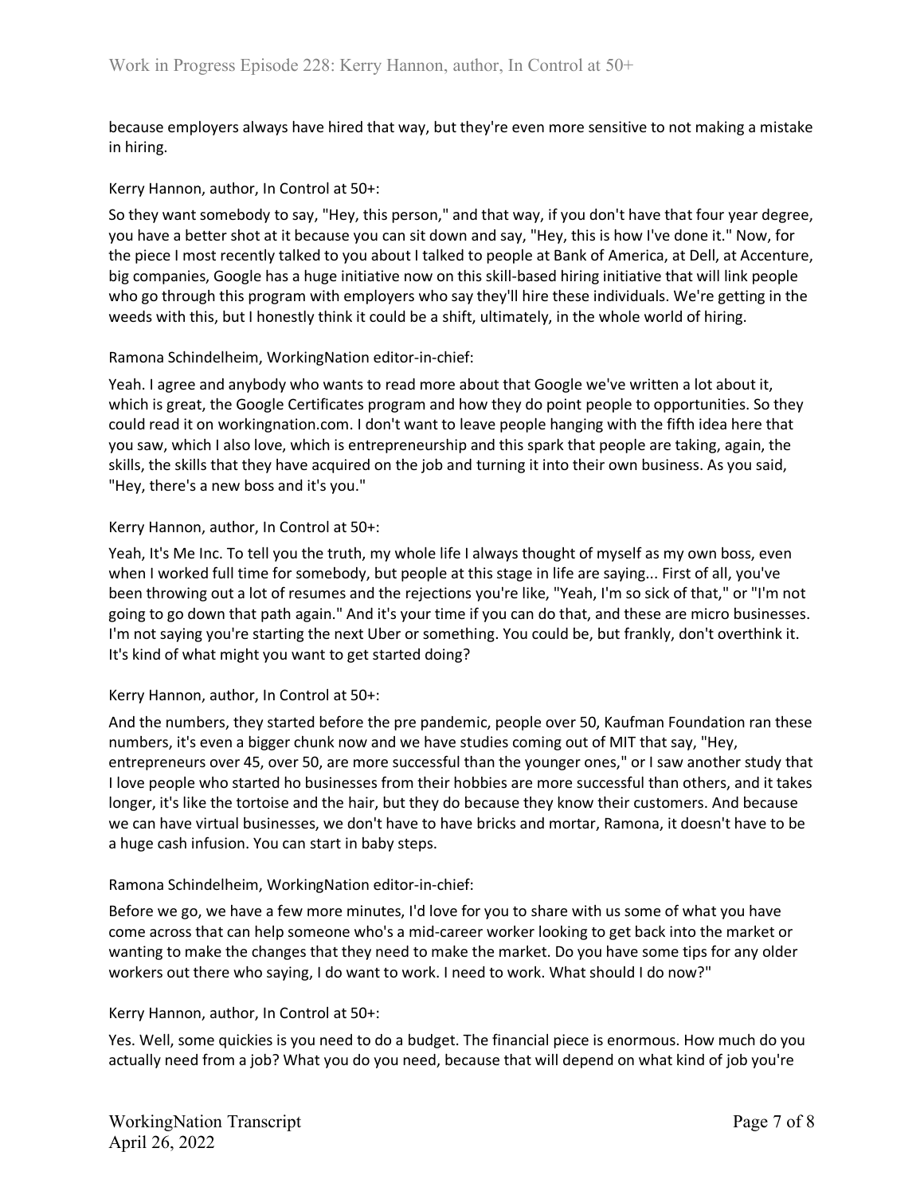because employers always have hired that way, but they're even more sensitive to not making a mistake in hiring.

Kerry Hannon, author, In Control at 50+:

So they want somebody to say, "Hey, this person," and that way, if you don't have that four year degree, you have a better shot at it because you can sit down and say, "Hey, this is how I've done it." Now, for the piece I most recently talked to you about I talked to people at Bank of America, at Dell, at Accenture, big companies, Google has a huge initiative now on this skill-based hiring initiative that will link people who go through this program with employers who say they'll hire these individuals. We're getting in the weeds with this, but I honestly think it could be a shift, ultimately, in the whole world of hiring.

Ramona Schindelheim, WorkingNation editor-in-chief:

Yeah. I agree and anybody who wants to read more about that Google we've written a lot about it, which is great, the Google Certificates program and how they do point people to opportunities. So they could read it on workingnation.com. I don't want to leave people hanging with the fifth idea here that you saw, which I also love, which is entrepreneurship and this spark that people are taking, again, the skills, the skills that they have acquired on the job and turning it into their own business. As you said, "Hey, there's a new boss and it's you."

Kerry Hannon, author, In Control at 50+:

Yeah, It's Me Inc. To tell you the truth, my whole life I always thought of myself as my own boss, even when I worked full time for somebody, but people at this stage in life are saying... First of all, you've been throwing out a lot of resumes and the rejections you're like, "Yeah, I'm so sick of that," or "I'm not going to go down that path again." And it's your time if you can do that, and these are micro businesses. I'm not saying you're starting the next Uber or something. You could be, but frankly, don't overthink it. It's kind of what might you want to get started doing?

Kerry Hannon, author, In Control at 50+:

And the numbers, they started before the pre pandemic, people over 50, Kaufman Foundation ran these numbers, it's even a bigger chunk now and we have studies coming out of MIT that say, "Hey, entrepreneurs over 45, over 50, are more successful than the younger ones," or I saw another study that I love people who started ho businesses from their hobbies are more successful than others, and it takes longer, it's like the tortoise and the hair, but they do because they know their customers. And because we can have virtual businesses, we don't have to have bricks and mortar, Ramona, it doesn't have to be a huge cash infusion. You can start in baby steps.

Ramona Schindelheim, WorkingNation editor-in-chief:

Before we go, we have a few more minutes, I'd love for you to share with us some of what you have come across that can help someone who's a mid-career worker looking to get back into the market or wanting to make the changes that they need to make the market. Do you have some tips for any older workers out there who saying, I do want to work. I need to work. What should I do now?"

Kerry Hannon, author, In Control at 50+:

Yes. Well, some quickies is you need to do a budget. The financial piece is enormous. How much do you actually need from a job? What you do you need, because that will depend on what kind of job you're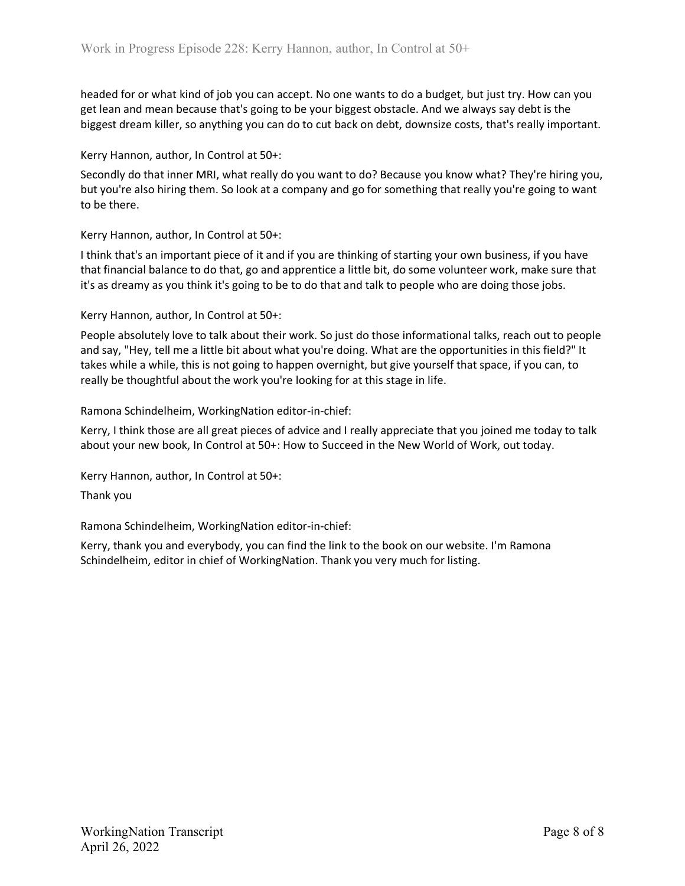headed for or what kind of job you can accept. No one wants to do a budget, but just try. How can you get lean and mean because that's going to be your biggest obstacle. And we always say debt is the biggest dream killer, so anything you can do to cut back on debt, downsize costs, that's really important.

Kerry Hannon, author, In Control at 50+:

Secondly do that inner MRI, what really do you want to do? Because you know what? They're hiring you, but you're also hiring them. So look at a company and go for something that really you're going to want to be there.

Kerry Hannon, author, In Control at 50+:

I think that's an important piece of it and if you are thinking of starting your own business, if you have that financial balance to do that, go and apprentice a little bit, do some volunteer work, make sure that it's as dreamy as you think it's going to be to do that and talk to people who are doing those jobs.

Kerry Hannon, author, In Control at 50+:

People absolutely love to talk about their work. So just do those informational talks, reach out to people and say, "Hey, tell me a little bit about what you're doing. What are the opportunities in this field?" It takes while a while, this is not going to happen overnight, but give yourself that space, if you can, to really be thoughtful about the work you're looking for at this stage in life.

Ramona Schindelheim, WorkingNation editor-in-chief:

Kerry, I think those are all great pieces of advice and I really appreciate that you joined me today to talk about your new book, In Control at 50+: How to Succeed in the New World of Work, out today.

Kerry Hannon, author, In Control at 50+:

Thank you

Ramona Schindelheim, WorkingNation editor-in-chief:

Kerry, thank you and everybody, you can find the link to the book on our website. I'm Ramona Schindelheim, editor in chief of WorkingNation. Thank you very much for listing.